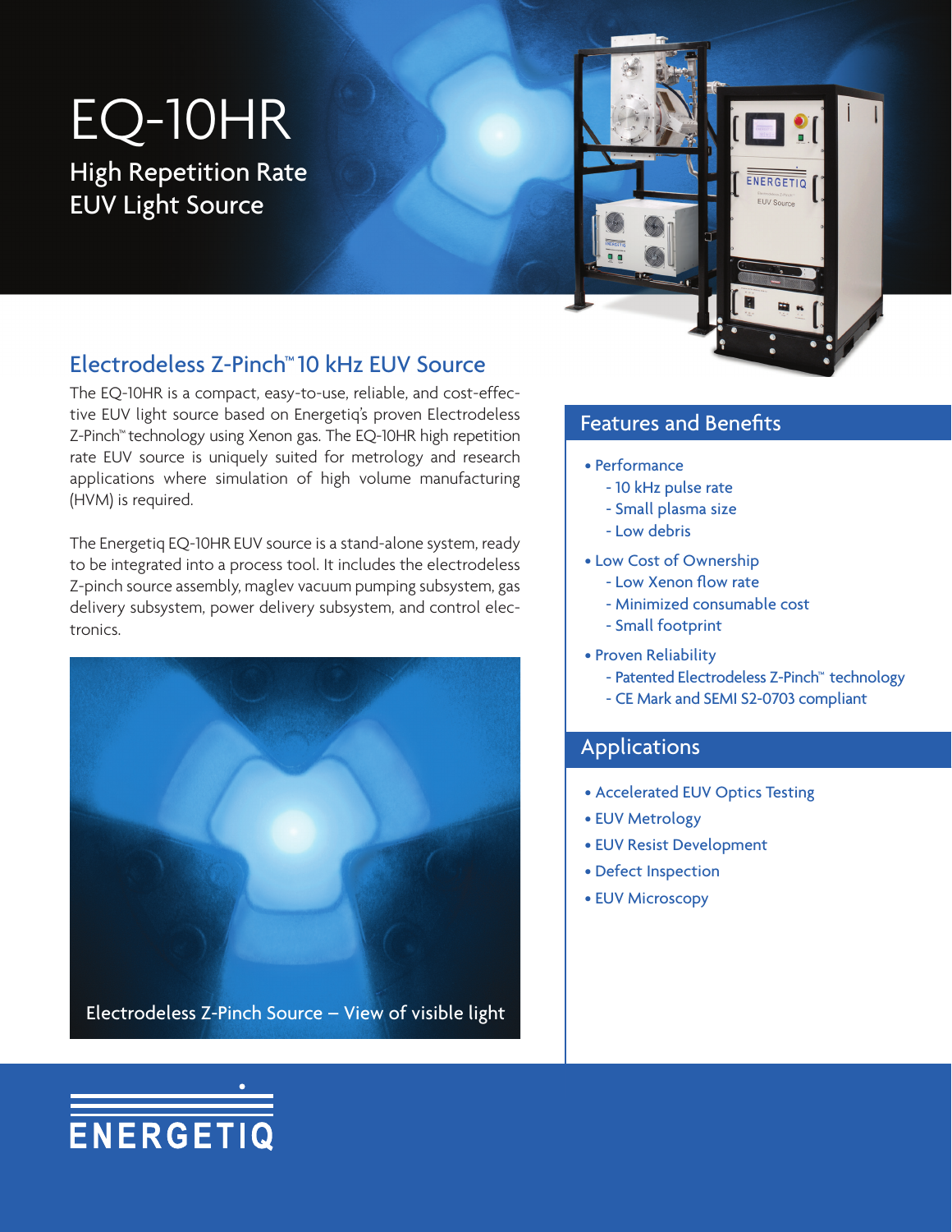# EQ-10HR

High Repetition Rate
EUV Light Source

## Electrodeless Z-Pinch™ 10 kHz EUV Source

The EQ-10HR is a compact, easy-to-use, reliable, and cost-effective EUV light source based on Energetiq's proven Electrodeless Z-Pinch™ technology using Xenon gas. The EQ-10HR high repetition rate EUV source is uniquely suited for metrology and research applications where simulation of high volume manufacturing (HVM) is required.

The Energetiq EQ-10HR EUV source is a stand-alone system, ready to be integrated into a process tool. It includes the electrodeless Z-pinch source assembly, maglev vacuum pumping subsystem, gas delivery subsystem, power delivery subsystem, and control electronics.

Electrodeless Z-Pinch Source – View of visible light

## Features and Benefits

- Performance
  - 10 kHz pulse rate
  - Small plasma size
  - Low debris
- Low Cost of Ownership
  - Low Xenon flow rate
  - Minimized consumable cost
  - Small footprint
- Proven Reliability
  - Patented Electrodeless Z-Pinch™ technology
  - CE Mark and SEMI S2-0703 compliant

## Applications

- Accelerated EUV Optics Testing
- EUV Metrology
- EUV Resist Development
- Defect Inspection
- EUV Microscopy

ENERGETIQ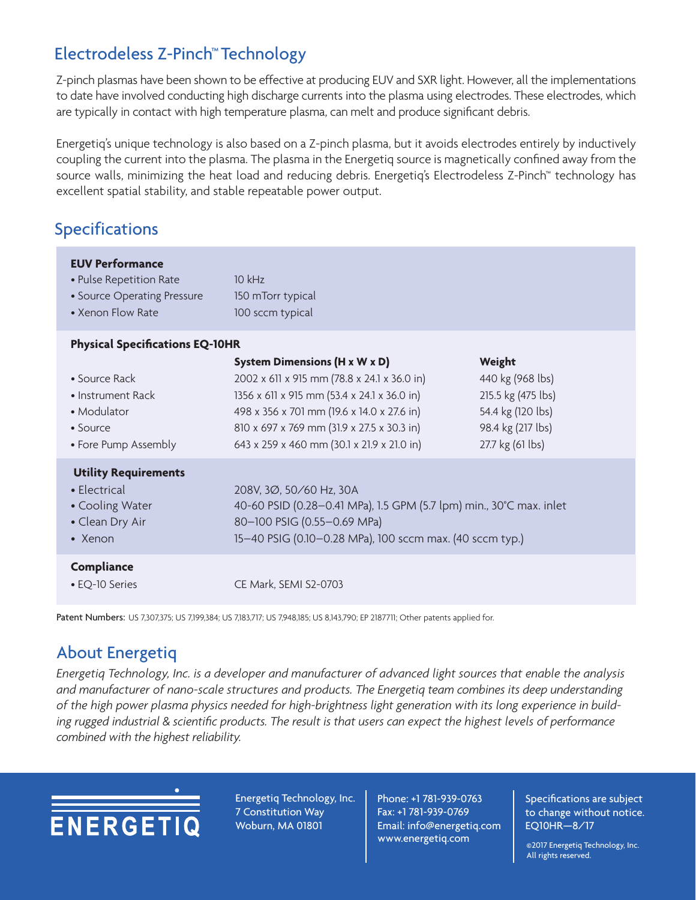## Electrodeless Z-Pinch™ Technology

Z-pinch plasmas have been shown to be effective at producing EUV and SXR light. However, all the implementations to date have involved conducting high discharge currents into the plasma using electrodes. These electrodes, which are typically in contact with high temperature plasma, can melt and produce significant debris.

Energetiq's unique technology is also based on a Z-pinch plasma, but it avoids electrodes entirely by inductively coupling the current into the plasma. The plasma in the Energetiq source is magnetically confined away from the source walls, minimizing the heat load and reducing debris. Energetiq's Electrodeless Z-Pinch™ technology has excellent spatial stability, and stable repeatable power output.

## Specifications

| | | |
|---|---|---|
| **EUV Performance** | | |
| • Pulse Repetition Rate | 10 kHz | |
| • Source Operating Pressure | 150 mTorr typical | |
| • Xenon Flow Rate | 100 sccm typical | |
| **Physical Specifications EQ-10HR** | | |
| | **System Dimensions (H x W x D)** | **Weight** |
| • Source Rack | 2002 x 611 x 915 mm (78.8 x 24.1 x 36.0 in) | 440 kg (968 lbs) |
| • Instrument Rack | 1356 x 611 x 915 mm (53.4 x 24.1 x 36.0 in) | 215.5 kg (475 lbs) |
| • Modulator | 498 x 356 x 701 mm (19.6 x 14.0 x 27.6 in) | 54.4 kg (120 lbs) |
| • Source | 810 x 697 x 769 mm (31.9 x 27.5 x 30.3 in) | 98.4 kg (217 lbs) |
| • Fore Pump Assembly | 643 x 259 x 460 mm (30.1 x 21.9 x 21.0 in) | 27.7 kg (61 lbs) |
| **Utility Requirements** | | |
| • Electrical | 208V, 3Ø, 50/60 Hz, 30A | |
| • Cooling Water | 40-60 PSID (0.28–0.41 MPa), 1.5 GPM (5.7 lpm) min., 30°C max. inlet | |
| • Clean Dry Air | 80–100 PSIG (0.55–0.69 MPa) | |
| • Xenon | 15–40 PSIG (0.10–0.28 MPa), 100 sccm max. (40 sccm typ.) | |
| **Compliance** | | |
| • EQ-10 Series | CE Mark, SEMI S2-0703 | |

**Patent Numbers:** US 7,307,375; US 7,199,384; US 7,183,717; US 7,948,185; US 8,143,790; EP 2187711; Other patents applied for.

## About Energetiq

*Energetiq Technology, Inc. is a developer and manufacturer of advanced light sources that enable the analysis and manufacturer of nano-scale structures and products. The Energetiq team combines its deep understanding of the high power plasma physics needed for high-brightness light generation with its long experience in building rugged industrial & scientific products. The result is that users can expect the highest levels of performance combined with the highest reliability.*

ENERGETIQ

Energetiq Technology, Inc.
7 Constitution Way
Woburn, MA 01801

Phone: +1 781-939-0763
Fax: +1 781-939-0769
Email: info@energetiq.com
www.energetiq.com

Specifications are subject to change without notice.
EQ10HR—8/17

©2017 Energetiq Technology, Inc.
All rights reserved.